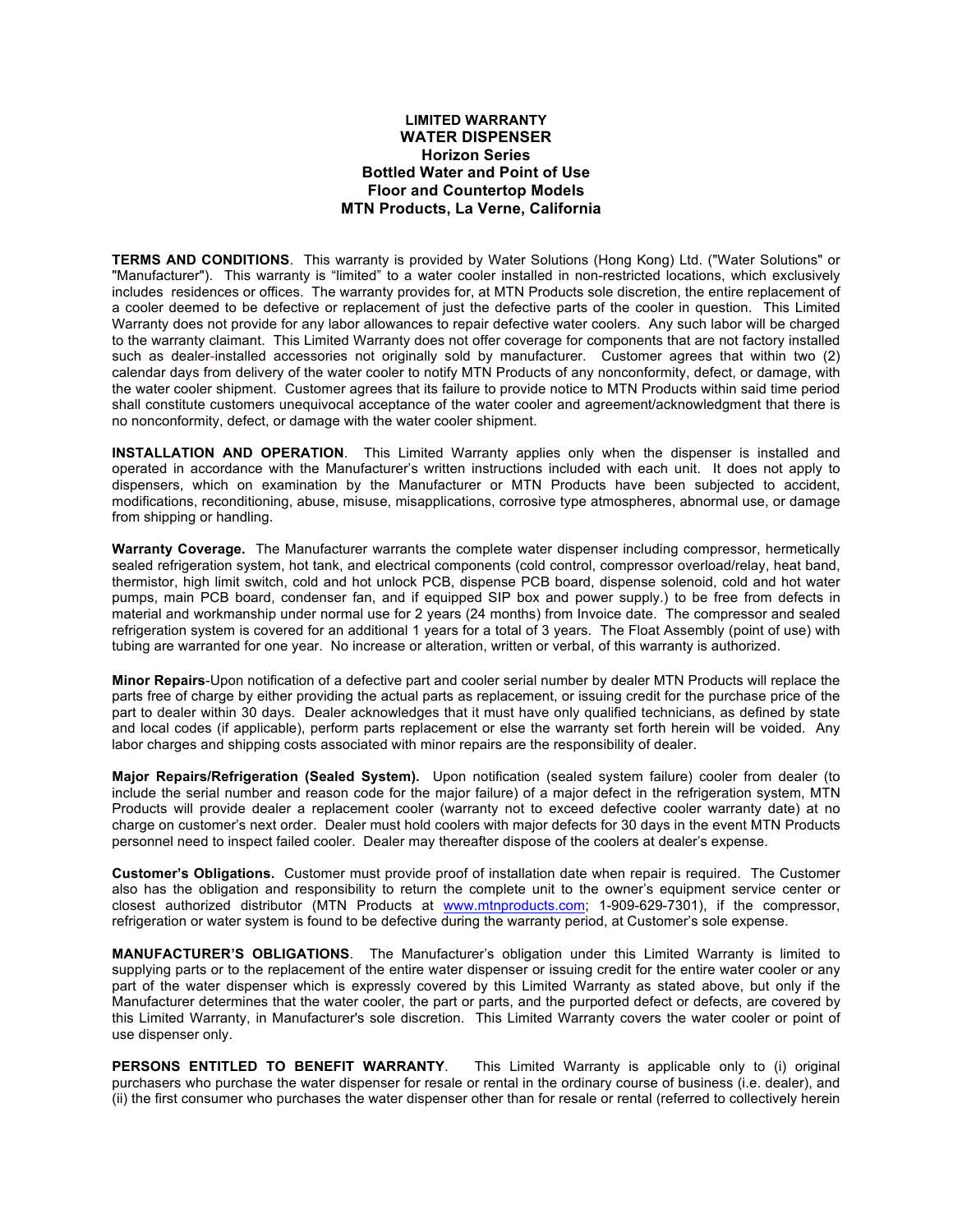**LIMITED WARRANTY**
**WATER DISPENSER**
**Horizon Series**
**Bottled Water and Point of Use**
**Floor and Countertop Models**
**MTN Products, La Verne, California**

**TERMS AND CONDITIONS**. This warranty is provided by Water Solutions (Hong Kong) Ltd. ("Water Solutions" or "Manufacturer"). This warranty is "limited" to a water cooler installed in non-restricted locations, which exclusively includes residences or offices. The warranty provides for, at MTN Products sole discretion, the entire replacement of a cooler deemed to be defective or replacement of just the defective parts of the cooler in question. This Limited Warranty does not provide for any labor allowances to repair defective water coolers. Any such labor will be charged to the warranty claimant. This Limited Warranty does not offer coverage for components that are not factory installed such as dealer-installed accessories not originally sold by manufacturer. Customer agrees that within two (2) calendar days from delivery of the water cooler to notify MTN Products of any nonconformity, defect, or damage, with the water cooler shipment. Customer agrees that its failure to provide notice to MTN Products within said time period shall constitute customers unequivocal acceptance of the water cooler and agreement/acknowledgment that there is no nonconformity, defect, or damage with the water cooler shipment.

**INSTALLATION AND OPERATION**. This Limited Warranty applies only when the dispenser is installed and operated in accordance with the Manufacturer's written instructions included with each unit. It does not apply to dispensers, which on examination by the Manufacturer or MTN Products have been subjected to accident, modifications, reconditioning, abuse, misuse, misapplications, corrosive type atmospheres, abnormal use, or damage from shipping or handling.

**Warranty Coverage.** The Manufacturer warrants the complete water dispenser including compressor, hermetically sealed refrigeration system, hot tank, and electrical components (cold control, compressor overload/relay, heat band, thermistor, high limit switch, cold and hot unlock PCB, dispense PCB board, dispense solenoid, cold and hot water pumps, main PCB board, condenser fan, and if equipped SIP box and power supply.) to be free from defects in material and workmanship under normal use for 2 years (24 months) from Invoice date. The compressor and sealed refrigeration system is covered for an additional 1 years for a total of 3 years. The Float Assembly (point of use) with tubing are warranted for one year. No increase or alteration, written or verbal, of this warranty is authorized.

**Minor Repairs**-Upon notification of a defective part and cooler serial number by dealer MTN Products will replace the parts free of charge by either providing the actual parts as replacement, or issuing credit for the purchase price of the part to dealer within 30 days. Dealer acknowledges that it must have only qualified technicians, as defined by state and local codes (if applicable), perform parts replacement or else the warranty set forth herein will be voided. Any labor charges and shipping costs associated with minor repairs are the responsibility of dealer.

**Major Repairs/Refrigeration (Sealed System).** Upon notification (sealed system failure) cooler from dealer (to include the serial number and reason code for the major failure) of a major defect in the refrigeration system, MTN Products will provide dealer a replacement cooler (warranty not to exceed defective cooler warranty date) at no charge on customer's next order. Dealer must hold coolers with major defects for 30 days in the event MTN Products personnel need to inspect failed cooler. Dealer may thereafter dispose of the coolers at dealer's expense.

**Customer's Obligations.** Customer must provide proof of installation date when repair is required. The Customer also has the obligation and responsibility to return the complete unit to the owner's equipment service center or closest authorized distributor (MTN Products at www.mtnproducts.com; 1-909-629-7301), if the compressor, refrigeration or water system is found to be defective during the warranty period, at Customer's sole expense.

**MANUFACTURER'S OBLIGATIONS**. The Manufacturer's obligation under this Limited Warranty is limited to supplying parts or to the replacement of the entire water dispenser or issuing credit for the entire water cooler or any part of the water dispenser which is expressly covered by this Limited Warranty as stated above, but only if the Manufacturer determines that the water cooler, the part or parts, and the purported defect or defects, are covered by this Limited Warranty, in Manufacturer's sole discretion. This Limited Warranty covers the water cooler or point of use dispenser only.

**PERSONS ENTITLED TO BENEFIT WARRANTY**. This Limited Warranty is applicable only to (i) original purchasers who purchase the water dispenser for resale or rental in the ordinary course of business (i.e. dealer), and (ii) the first consumer who purchases the water dispenser other than for resale or rental (referred to collectively herein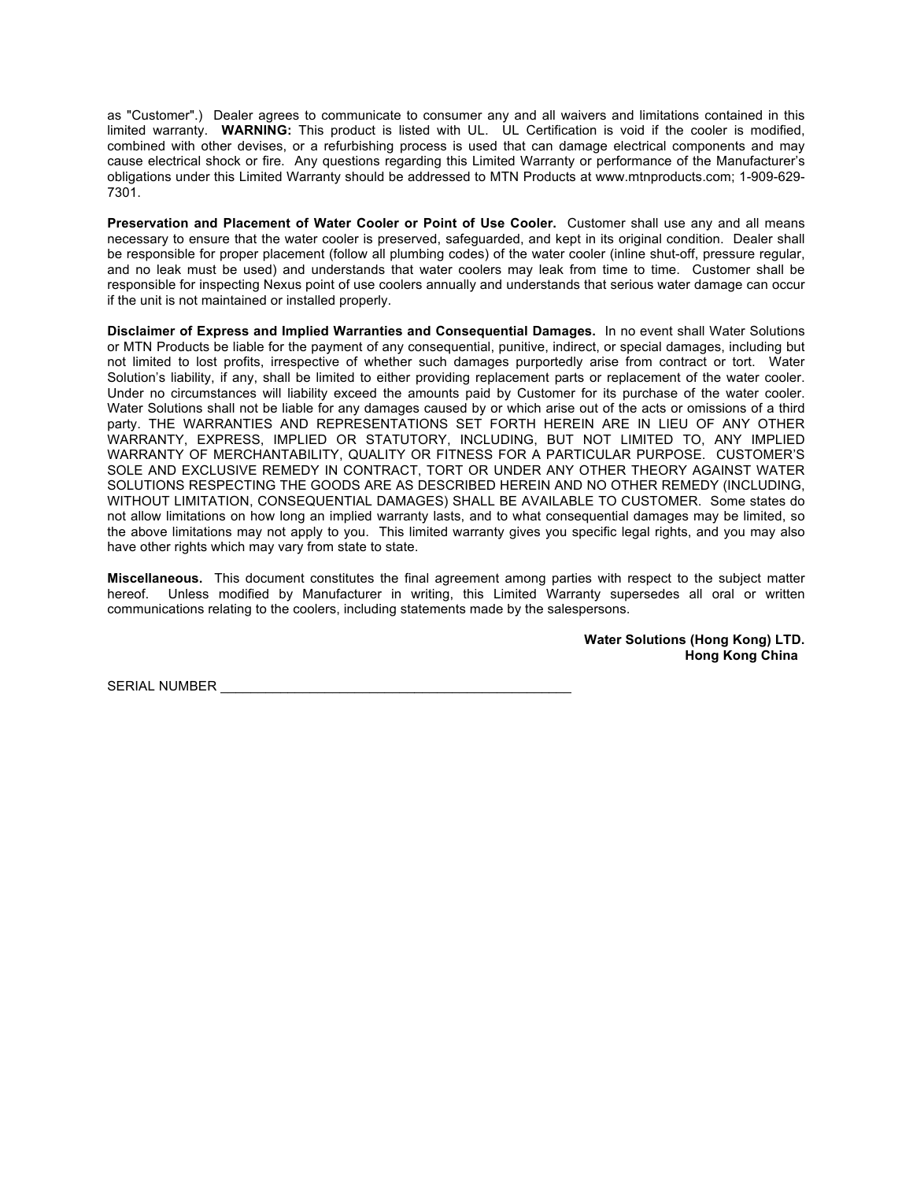as "Customer".) Dealer agrees to communicate to consumer any and all waivers and limitations contained in this limited warranty. **WARNING:** This product is listed with UL. UL Certification is void if the cooler is modified, combined with other devises, or a refurbishing process is used that can damage electrical components and may cause electrical shock or fire. Any questions regarding this Limited Warranty or performance of the Manufacturer's obligations under this Limited Warranty should be addressed to MTN Products at www.mtnproducts.com; 1-909-629-7301.

**Preservation and Placement of Water Cooler or Point of Use Cooler.** Customer shall use any and all means necessary to ensure that the water cooler is preserved, safeguarded, and kept in its original condition. Dealer shall be responsible for proper placement (follow all plumbing codes) of the water cooler (inline shut-off, pressure regular, and no leak must be used) and understands that water coolers may leak from time to time. Customer shall be responsible for inspecting Nexus point of use coolers annually and understands that serious water damage can occur if the unit is not maintained or installed properly.

**Disclaimer of Express and Implied Warranties and Consequential Damages.** In no event shall Water Solutions or MTN Products be liable for the payment of any consequential, punitive, indirect, or special damages, including but not limited to lost profits, irrespective of whether such damages purportedly arise from contract or tort. Water Solution's liability, if any, shall be limited to either providing replacement parts or replacement of the water cooler. Under no circumstances will liability exceed the amounts paid by Customer for its purchase of the water cooler. Water Solutions shall not be liable for any damages caused by or which arise out of the acts or omissions of a third party. THE WARRANTIES AND REPRESENTATIONS SET FORTH HEREIN ARE IN LIEU OF ANY OTHER WARRANTY, EXPRESS, IMPLIED OR STATUTORY, INCLUDING, BUT NOT LIMITED TO, ANY IMPLIED WARRANTY OF MERCHANTABILITY, QUALITY OR FITNESS FOR A PARTICULAR PURPOSE. CUSTOMER'S SOLE AND EXCLUSIVE REMEDY IN CONTRACT, TORT OR UNDER ANY OTHER THEORY AGAINST WATER SOLUTIONS RESPECTING THE GOODS ARE AS DESCRIBED HEREIN AND NO OTHER REMEDY (INCLUDING, WITHOUT LIMITATION, CONSEQUENTIAL DAMAGES) SHALL BE AVAILABLE TO CUSTOMER. Some states do not allow limitations on how long an implied warranty lasts, and to what consequential damages may be limited, so the above limitations may not apply to you. This limited warranty gives you specific legal rights, and you may also have other rights which may vary from state to state.

**Miscellaneous.** This document constitutes the final agreement among parties with respect to the subject matter hereof. Unless modified by Manufacturer in writing, this Limited Warranty supersedes all oral or written communications relating to the coolers, including statements made by the salespersons.

**Water Solutions (Hong Kong) LTD.**
**Hong Kong China**

SERIAL NUMBER ________________________________________________